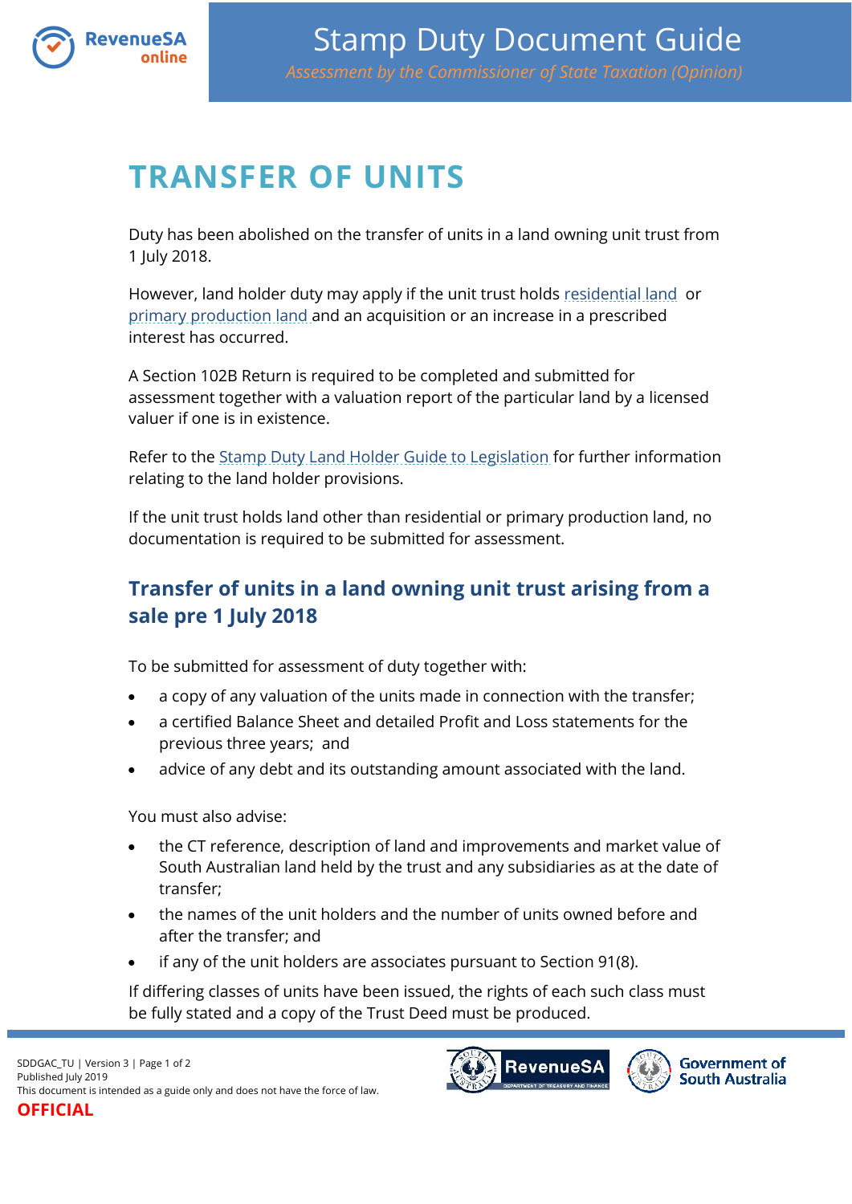# Stamp Duty Document Guide

*Assessment by the Commissioner of State Taxation (Opinion)*

## TRANSFER OF UNITS

Duty has been abolished on the transfer of units in a land owning unit trust from 1 July 2018.

However, land holder duty may apply if the unit trust holds residential land or primary production land and an acquisition or an increase in a prescribed interest has occurred.

A Section 102B Return is required to be completed and submitted for assessment together with a valuation report of the particular land by a licensed valuer if one is in existence.

Refer to the Stamp Duty Land Holder Guide to Legislation for further information relating to the land holder provisions.

If the unit trust holds land other than residential or primary production land, no documentation is required to be submitted for assessment.

### Transfer of units in a land owning unit trust arising from a sale pre 1 July 2018

To be submitted for assessment of duty together with:

- a copy of any valuation of the units made in connection with the transfer;
- a certified Balance Sheet and detailed Profit and Loss statements for the previous three years; and
- advice of any debt and its outstanding amount associated with the land.

You must also advise:

- the CT reference, description of land and improvements and market value of South Australian land held by the trust and any subsidiaries as at the date of transfer;
- the names of the unit holders and the number of units owned before and after the transfer; and
- if any of the unit holders are associates pursuant to Section 91(8).

If differing classes of units have been issued, the rights of each such class must be fully stated and a copy of the Trust Deed must be produced.

SDDGAC_TU | Version 3
Published July 2019
This document is intended as a guide only and does not have the force of law.
OFFICIAL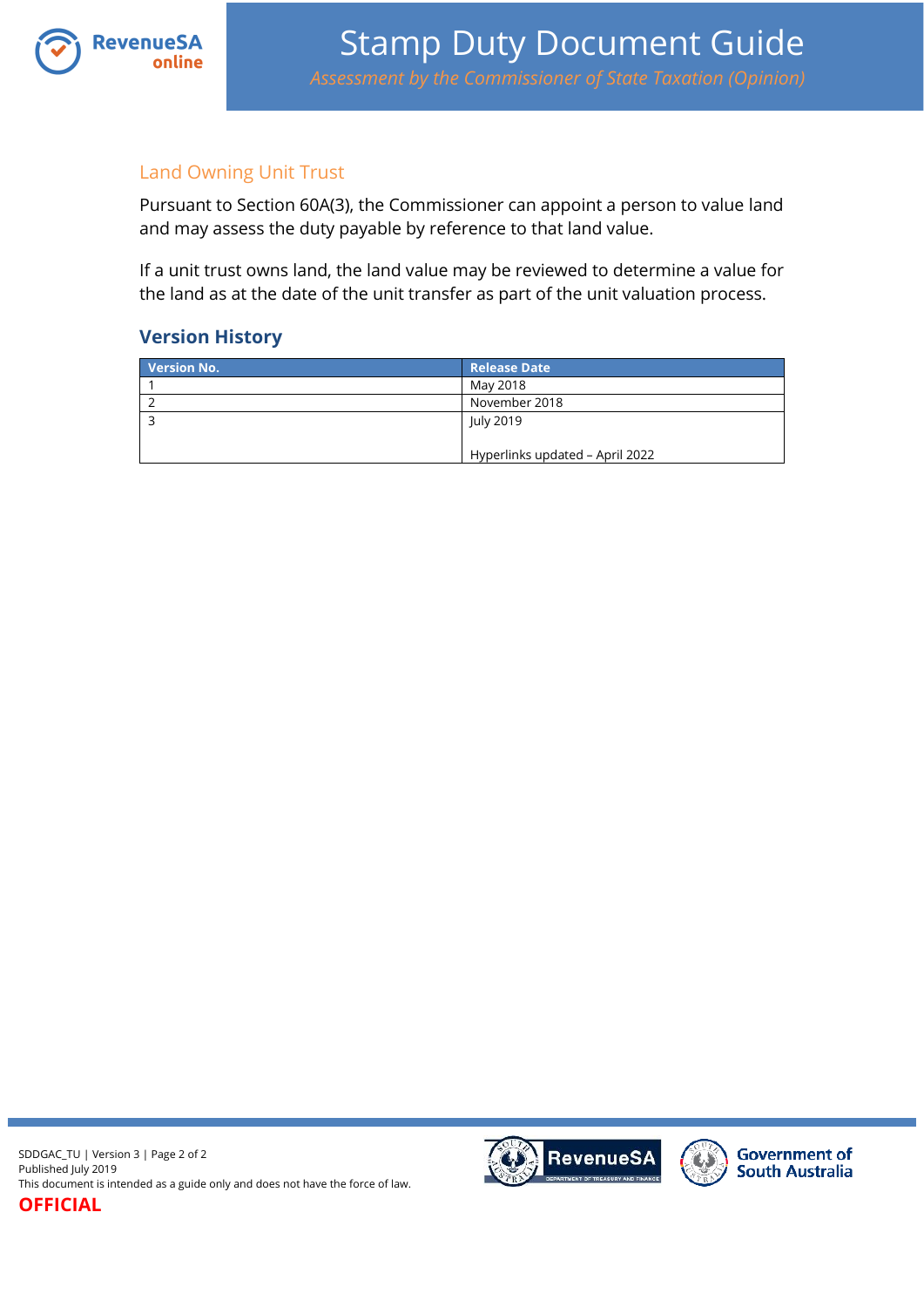## Land Owning Unit Trust

Pursuant to Section 60A(3), the Commissioner can appoint a person to value land and may assess the duty payable by reference to that land value.

If a unit trust owns land, the land value may be reviewed to determine a value for the land as at the date of the unit transfer as part of the unit valuation process.

### Version History

| Version No. | Release Date |
|---|---|
| 1 | May 2018 |
| 2 | November 2018 |
| 3 | July 2019<br><br>Hyperlinks updated – April 2022 |